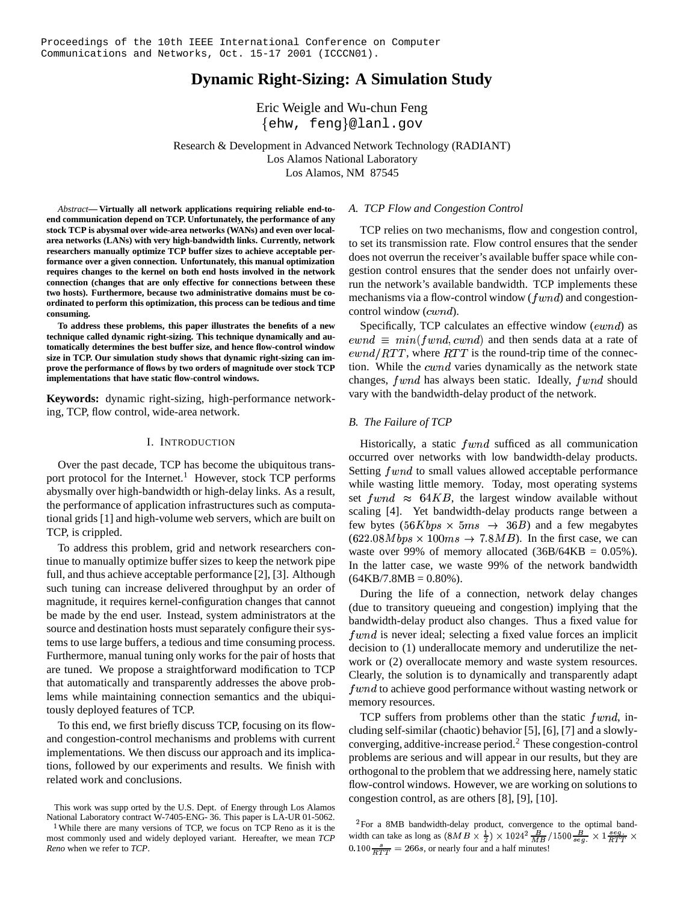Proceedings of the 10th IEEE International Conference on Computer Communications and Networks, Oct. 15-17 2001 (ICCCN01).

# Dynamic Right-Sizing: A Simulation Study

Eric Weigle and Wu-chun Feng
{ehw, feng}@lanl.gov

Research & Development in Advanced Network Technology (RADIANT)
Los Alamos National Laboratory
Los Alamos, NM 87545

*Abstract*— **Virtually all network applications requiring reliable end-to-end communication depend on TCP. Unfortunately, the performance of any stock TCP is abysmal over wide-area networks (WANs) and even over local-area networks (LANs) with very high-bandwidth links. Currently, network researchers manually optimize TCP buffer sizes to achieve acceptable performance over a given connection. Unfortunately, this manual optimization requires changes to the kernel on both end hosts involved in the network connection (changes that are only effective for connections between these two hosts). Furthermore, because two administrative domains must be coordinated to perform this optimization, this process can be tedious and time consuming.**

**To address these problems, this paper illustrates the benefits of a new technique called dynamic right-sizing. This technique dynamically and automatically determines the best buffer size, and hence flow-control window size in TCP. Our simulation study shows that dynamic right-sizing can improve the performance of flows by two orders of magnitude over stock TCP implementations that have static flow-control windows.**

**Keywords:** dynamic right-sizing, high-performance networking, TCP, flow control, wide-area network.

## I. Introduction

Over the past decade, TCP has become the ubiquitous transport protocol for the Internet.[1] However, stock TCP performs abysmally over high-bandwidth or high-delay links. As a result, the performance of application infrastructures such as computational grids [1] and high-volume web servers, which are built on TCP, is crippled.

To address this problem, grid and network researchers continue to manually optimize buffer sizes to keep the network pipe full, and thus achieve acceptable performance [2], [3]. Although such tuning can increase delivered throughput by an order of magnitude, it requires kernel-configuration changes that cannot be made by the end user. Instead, system administrators at the source and destination hosts must separately configure their systems to use large buffers, a tedious and time consuming process. Furthermore, manual tuning only works for the pair of hosts that are tuned. We propose a straightforward modification to TCP that automatically and transparently addresses the above problems while maintaining connection semantics and the ubiquitously deployed features of TCP.

To this end, we first briefly discuss TCP, focusing on its flow- and congestion-control mechanisms and problems with current implementations. We then discuss our approach and its implications, followed by our experiments and results. We finish with related work and conclusions.

### A. TCP Flow and Congestion Control

TCP relies on two mechanisms, flow and congestion control, to set its transmission rate. Flow control ensures that the sender does not overrun the receiver's available buffer space while congestion control ensures that the sender does not unfairly overrun the network's available bandwidth. TCP implements these mechanisms via a flow-control window ($fwnd$) and congestion-control window ($cwnd$).

Specifically, TCP calculates an effective window ($ewnd$) as $ewnd \equiv min(fwnd, cwnd)$ and then sends data at a rate of $ewnd/RTT$, where $RTT$ is the round-trip time of the connection. While the $cwnd$ varies dynamically as the network state changes, $fwnd$ has always been static. Ideally, $fwnd$ should vary with the bandwidth-delay product of the network.

### B. The Failure of TCP

Historically, a static $fwnd$ sufficed as all communication occurred over networks with low bandwidth-delay products. Setting $fwnd$ to small values allowed acceptable performance while wasting little memory. Today, most operating systems set $fwnd \approx 64KB$, the largest window available without scaling [4]. Yet bandwidth-delay products range between a few bytes ($56Kbps \times 5ms \rightarrow 36B$) and a few megabytes ($622.08Mbps \times 100ms \rightarrow 7.8MB$). In the first case, we can waste over 99% of memory allocated (36B/64KB = 0.05%). In the latter case, we waste 99% of the network bandwidth (64KB/7.8MB = 0.80%).

During the life of a connection, network delay changes (due to transitory queueing and congestion) implying that the bandwidth-delay product also changes. Thus a fixed value for $fwnd$ is never ideal; selecting a fixed value forces an implicit decision to (1) underallocate memory and underutilize the network or (2) overallocate memory and waste system resources. Clearly, the solution is to dynamically and transparently adapt $fwnd$ to achieve good performance without wasting network or memory resources.

TCP suffers from problems other than the static $fwnd$, including self-similar (chaotic) behavior [5], [6], [7] and a slowly-converging, additive-increase period.[2] These congestion-control problems are serious and will appear in our results, but they are orthogonal to the problem that we addressing here, namely static flow-control windows. However, we are working on solutions to congestion control, as are others [8], [9], [10].

---

This work was supp orted by the U.S. Dept. of Energy through Los Alamos National Laboratory contract W-7405-ENG- 36. This paper is LA-UR 01-5062.

[1] While there are many versions of TCP, we focus on TCP Reno as it is the most commonly used and widely deployed variant. Hereafter, we mean *TCP Reno* when we refer to *TCP*.

[2] For a 8MB bandwidth-delay product, convergence to the optimal bandwidth can take as long as $(8MB \times \frac{1}{2}) \times 1024^2 \frac{B}{MB} / 1500 \frac{B}{seg.} \times 1 \frac{seg.}{RTT} \times 0.100 \frac{s}{RTT} = 266s$, or nearly four and a half minutes!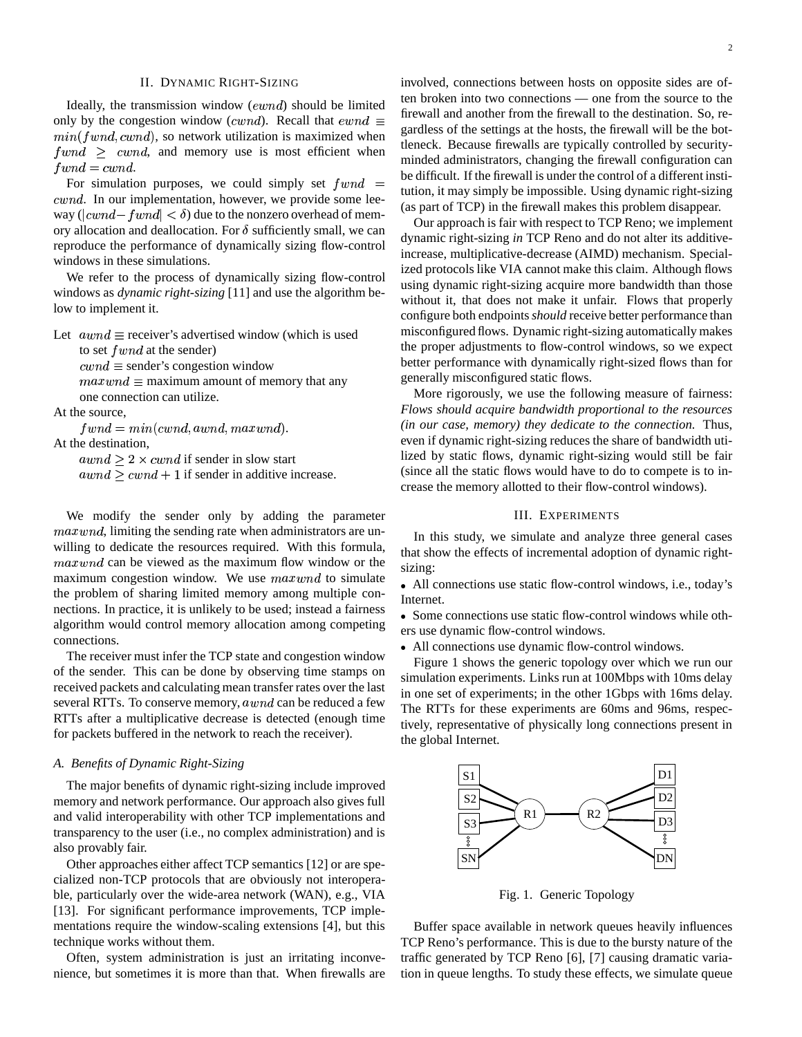## II. Dynamic Right-Sizing

Ideally, the transmission window ($ewnd$) should be limited only by the congestion window ($cwnd$). Recall that $ewnd \equiv min(fwnd, cwnd)$, so network utilization is maximized when $fwnd \geq cwnd$, and memory use is most efficient when $fwnd = cwnd$.

For simulation purposes, we could simply set $fwnd = cwnd$. In our implementation, however, we provide some leeway ($|cwnd - fwnd| < \delta$) due to the nonzero overhead of memory allocation and deallocation. For $\delta$ sufficiently small, we can reproduce the performance of dynamically sizing flow-control windows in these simulations.

We refer to the process of dynamically sizing flow-control windows as *dynamic right-sizing* [11] and use the algorithm below to implement it.

Let $awnd \equiv$ receiver's advertised window (which is used to set $fwnd$ at the sender)
$cwnd \equiv$ sender's congestion window
$maxwnd \equiv$ maximum amount of memory that any one connection can utilize.

At the source,

$fwnd = min(cwnd, awnd, maxwnd)$.

At the destination,

$awnd \geq 2 \times cwnd$ if sender in slow start
$awnd \geq cwnd + 1$ if sender in additive increase.

We modify the sender only by adding the parameter $maxwnd$, limiting the sending rate when administrators are unwilling to dedicate the resources required. With this formula, $maxwnd$ can be viewed as the maximum flow window or the maximum congestion window. We use $maxwnd$ to simulate the problem of sharing limited memory among multiple connections. In practice, it is unlikely to be used; instead a fairness algorithm would control memory allocation among competing connections.

The receiver must infer the TCP state and congestion window of the sender. This can be done by observing time stamps on received packets and calculating mean transfer rates over the last several RTTs. To conserve memory, $awnd$ can be reduced a few RTTs after a multiplicative decrease is detected (enough time for packets buffered in the network to reach the receiver).

### A. Benefits of Dynamic Right-Sizing

The major benefits of dynamic right-sizing include improved memory and network performance. Our approach also gives full and valid interoperability with other TCP implementations and transparency to the user (i.e., no complex administration) and is also provably fair.

Other approaches either affect TCP semantics [12] or are specialized non-TCP protocols that are obviously not interoperable, particularly over the wide-area network (WAN), e.g., VIA [13]. For significant performance improvements, TCP implementations require the window-scaling extensions [4], but this technique works without them.

Often, system administration is just an irritating inconvenience, but sometimes it is more than that. When firewalls are involved, connections between hosts on opposite sides are often broken into two connections — one from the source to the firewall and another from the firewall to the destination. So, regardless of the settings at the hosts, the firewall will be the bottleneck. Because firewalls are typically controlled by security-minded administrators, changing the firewall configuration can be difficult. If the firewall is under the control of a different institution, it may simply be impossible. Using dynamic right-sizing (as part of TCP) in the firewall makes this problem disappear.

Our approach is fair with respect to TCP Reno; we implement dynamic right-sizing *in* TCP Reno and do not alter its additive-increase, multiplicative-decrease (AIMD) mechanism. Specialized protocols like VIA cannot make this claim. Although flows using dynamic right-sizing acquire more bandwidth than those without it, that does not make it unfair. Flows that properly configure both endpoints *should* receive better performance than misconfigured flows. Dynamic right-sizing automatically makes the proper adjustments to flow-control windows, so we expect better performance with dynamically right-sized flows than for generally misconfigured static flows.

More rigorously, we use the following measure of fairness: *Flows should acquire bandwidth proportional to the resources (in our case, memory) they dedicate to the connection.* Thus, even if dynamic right-sizing reduces the share of bandwidth utilized by static flows, dynamic right-sizing would still be fair (since all the static flows would have to do to compete is to increase the memory allotted to their flow-control windows).

## III. Experiments

In this study, we simulate and analyze three general cases that show the effects of incremental adoption of dynamic right-sizing:

- All connections use static flow-control windows, i.e., today's Internet.
- Some connections use static flow-control windows while others use dynamic flow-control windows.
- All connections use dynamic flow-control windows.

Figure 1 shows the generic topology over which we run our simulation experiments. Links run at 100Mbps with 10ms delay in one set of experiments; in the other 1Gbps with 16ms delay. The RTTs for these experiments are 60ms and 96ms, respectively, representative of physically long connections present in the global Internet.

Fig. 1. Generic Topology

Buffer space available in network queues heavily influences TCP Reno's performance. This is due to the bursty nature of the traffic generated by TCP Reno [6], [7] causing dramatic variation in queue lengths. To study these effects, we simulate queue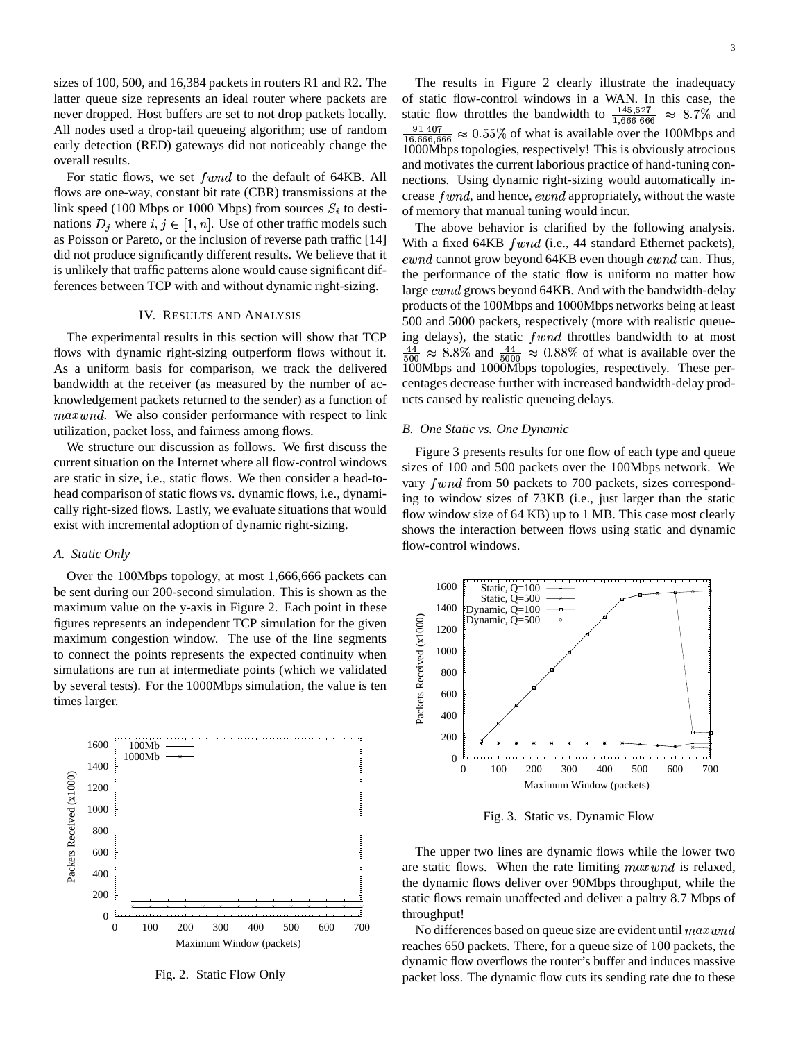sizes of 100, 500, and 16,384 packets in routers R1 and R2. The latter queue size represents an ideal router where packets are never dropped. Host buffers are set to not drop packets locally. All nodes used a drop-tail queueing algorithm; use of random early detection (RED) gateways did not noticeably change the overall results.

For static flows, we set $fwnd$ to the default of 64KB. All flows are one-way, constant bit rate (CBR) transmissions at the link speed (100 Mbps or 1000 Mbps) from sources $S_i$ to destinations $D_j$ where $i, j \in [1, n]$. Use of other traffic models such as Poisson or Pareto, or the inclusion of reverse path traffic [14] did not produce significantly different results. We believe that it is unlikely that traffic patterns alone would cause significant differences between TCP with and without dynamic right-sizing.

## IV. Results and Analysis

The experimental results in this section will show that TCP flows with dynamic right-sizing outperform flows without it. As a uniform basis for comparison, we track the delivered bandwidth at the receiver (as measured by the number of acknowledgement packets returned to the sender) as a function of $maxwnd$. We also consider performance with respect to link utilization, packet loss, and fairness among flows.

We structure our discussion as follows. We first discuss the current situation on the Internet where all flow-control windows are static in size, i.e., static flows. We then consider a head-to-head comparison of static flows vs. dynamic flows, i.e., dynamically right-sized flows. Lastly, we evaluate situations that would exist with incremental adoption of dynamic right-sizing.

### A. Static Only

Over the 100Mbps topology, at most 1,666,666 packets can be sent during our 200-second simulation. This is shown as the maximum value on the y-axis in Figure 2. Each point in these figures represents an independent TCP simulation for the given maximum congestion window. The use of the line segments to connect the points represents the expected continuity when simulations are run at intermediate points (which we validated by several tests). For the 1000Mbps simulation, the value is ten times larger.

Fig. 2. Static Flow Only

The results in Figure 2 clearly illustrate the inadequacy of static flow-control windows in a WAN. In this case, the static flow throttles the bandwidth to $\frac{145{,}527}{1{,}666{,}666} \approx 8.7\%$ and $\frac{91{,}407}{16{,}666{,}666} \approx 0.55\%$ of what is available over the 100Mbps and 1000Mbps topologies, respectively! This is obviously atrocious and motivates the current laborious practice of hand-tuning connections. Using dynamic right-sizing would automatically increase $fwnd$, and hence, $ewnd$ appropriately, without the waste of memory that manual tuning would incur.

The above behavior is clarified by the following analysis. With a fixed 64KB $fwnd$ (i.e., 44 standard Ethernet packets), $ewnd$ cannot grow beyond 64KB even though $cwnd$ can. Thus, the performance of the static flow is uniform no matter how large $cwnd$ grows beyond 64KB. And with the bandwidth-delay products of the 100Mbps and 1000Mbps networks being at least 500 and 5000 packets, respectively (more with realistic queueing delays), the static $fwnd$ throttles bandwidth to at most $\frac{44}{500} \approx 8.8\%$ and $\frac{44}{5000} \approx 0.88\%$ of what is available over the 100Mbps and 1000Mbps topologies, respectively. These percentages decrease further with increased bandwidth-delay products caused by realistic queueing delays.

### B. One Static vs. One Dynamic

Figure 3 presents results for one flow of each type and queue sizes of 100 and 500 packets over the 100Mbps network. We vary $fwnd$ from 50 packets to 700 packets, sizes corresponding to window sizes of 73KB (i.e., just larger than the static flow window size of 64 KB) up to 1 MB. This case most clearly shows the interaction between flows using static and dynamic flow-control windows.

Fig. 3. Static vs. Dynamic Flow

The upper two lines are dynamic flows while the lower two are static flows. When the rate limiting $maxwnd$ is relaxed, the dynamic flows deliver over 90Mbps throughput, while the static flows remain unaffected and deliver a paltry 8.7 Mbps of throughput!

No differences based on queue size are evident until $maxwnd$ reaches 650 packets. There, for a queue size of 100 packets, the dynamic flow overflows the router's buffer and induces massive packet loss. The dynamic flow cuts its sending rate due to these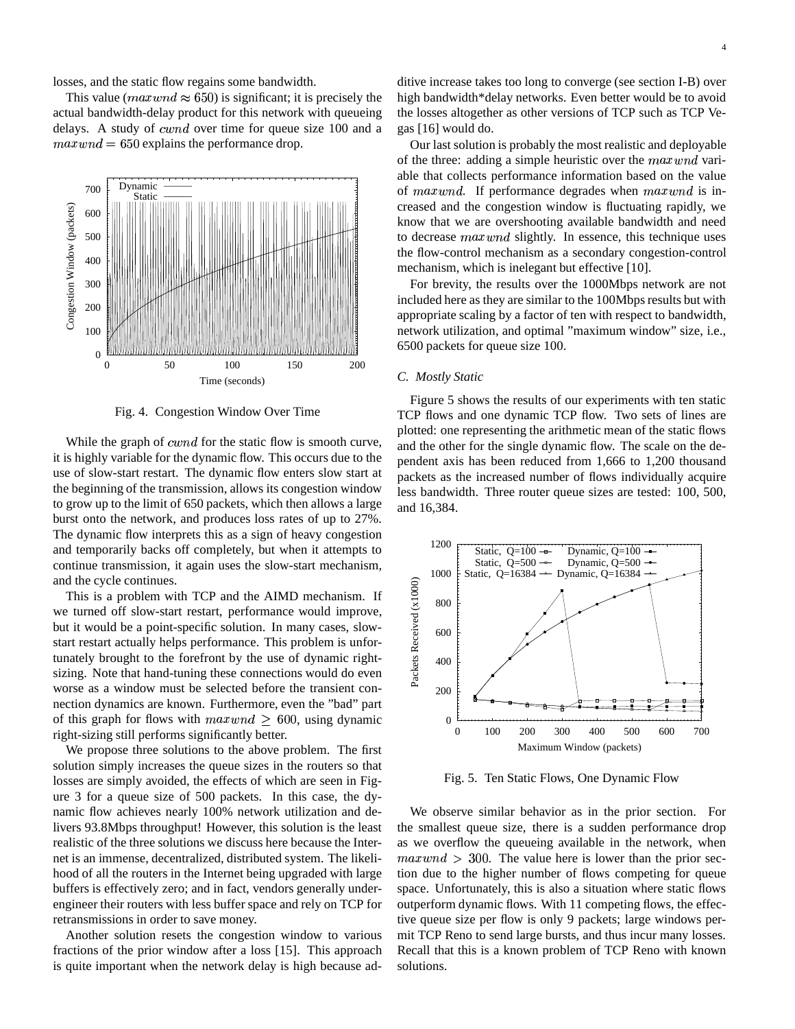losses, and the static flow regains some bandwidth.

This value ($maxwnd \approx 650$) is significant; it is precisely the actual bandwidth-delay product for this network with queueing delays. A study of $cwnd$ over time for queue size 100 and a $maxwnd = 650$ explains the performance drop.

Fig. 4. Congestion Window Over Time

While the graph of $cwnd$ for the static flow is smooth curve, it is highly variable for the dynamic flow. This occurs due to the use of slow-start restart. The dynamic flow enters slow start at the beginning of the transmission, allows its congestion window to grow up to the limit of 650 packets, which then allows a large burst onto the network, and produces loss rates of up to 27%. The dynamic flow interprets this as a sign of heavy congestion and temporarily backs off completely, but when it attempts to continue transmission, it again uses the slow-start mechanism, and the cycle continues.

This is a problem with TCP and the AIMD mechanism. If we turned off slow-start restart, performance would improve, but it would be a point-specific solution. In many cases, slow-start restart actually helps performance. This problem is unfortunately brought to the forefront by the use of dynamic right-sizing. Note that hand-tuning these connections would do even worse as a window must be selected before the transient connection dynamics are known. Furthermore, even the "bad" part of this graph for flows with $maxwnd \geq 600$, using dynamic right-sizing still performs significantly better.

We propose three solutions to the above problem. The first solution simply increases the queue sizes in the routers so that losses are simply avoided, the effects of which are seen in Figure 3 for a queue size of 500 packets. In this case, the dynamic flow achieves nearly 100% network utilization and delivers 93.8Mbps throughput! However, this solution is the least realistic of the three solutions we discuss here because the Internet is an immense, decentralized, distributed system. The likelihood of all the routers in the Internet being upgraded with large buffers is effectively zero; and in fact, vendors generally under-engineer their routers with less buffer space and rely on TCP for retransmissions in order to save money.

Another solution resets the congestion window to various fractions of the prior window after a loss [15]. This approach is quite important when the network delay is high because additive increase takes too long to converge (see section I-B) over high bandwidth*delay networks. Even better would be to avoid the losses altogether as other versions of TCP such as TCP Vegas [16] would do.

Our last solution is probably the most realistic and deployable of the three: adding a simple heuristic over the $maxwnd$ variable that collects performance information based on the value of $maxwnd$. If performance degrades when $maxwnd$ is increased and the congestion window is fluctuating rapidly, we know that we are overshooting available bandwidth and need to decrease $maxwnd$ slightly. In essence, this technique uses the flow-control mechanism as a secondary congestion-control mechanism, which is inelegant but effective [10].

For brevity, the results over the 1000Mbps network are not included here as they are similar to the 100Mbps results but with appropriate scaling by a factor of ten with respect to bandwidth, network utilization, and optimal "maximum window" size, i.e., 6500 packets for queue size 100.

### C. Mostly Static

Figure 5 shows the results of our experiments with ten static TCP flows and one dynamic TCP flow. Two sets of lines are plotted: one representing the arithmetic mean of the static flows and the other for the single dynamic flow. The scale on the dependent axis has been reduced from 1,666 to 1,200 thousand packets as the increased number of flows individually acquire less bandwidth. Three router queue sizes are tested: 100, 500, and 16,384.

Fig. 5. Ten Static Flows, One Dynamic Flow

We observe similar behavior as in the prior section. For the smallest queue size, there is a sudden performance drop as we overflow the queueing available in the network, when $maxwnd > 300$. The value here is lower than the prior section due to the higher number of flows competing for queue space. Unfortunately, this is also a situation where static flows outperform dynamic flows. With 11 competing flows, the effective queue size per flow is only 9 packets; large windows permit TCP Reno to send large bursts, and thus incur many losses. Recall that this is a known problem of TCP Reno with known solutions.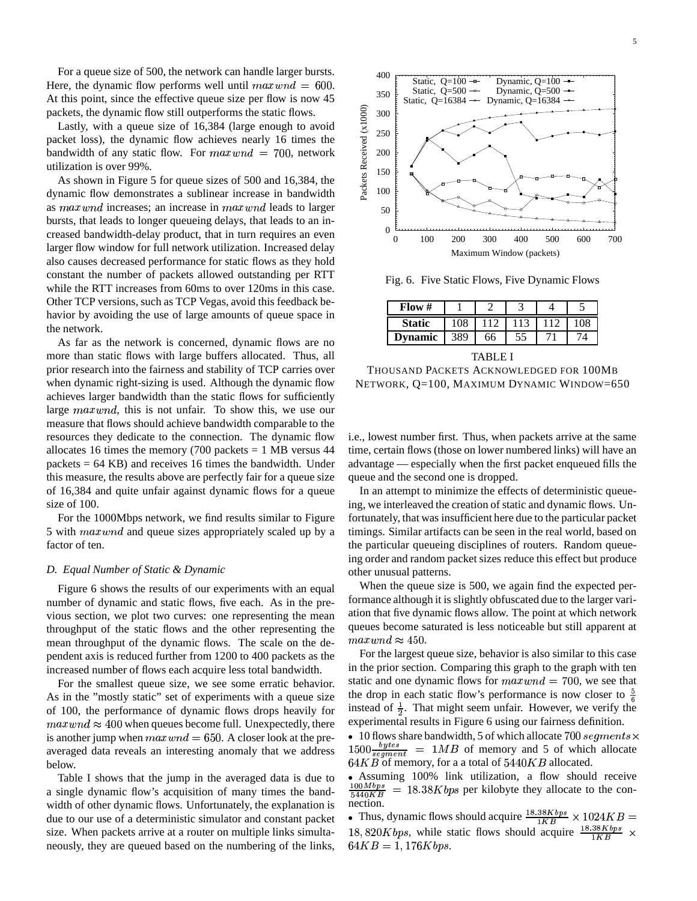For a queue size of 500, the network can handle larger bursts. Here, the dynamic flow performs well until $maxwnd = 600$. At this point, since the effective queue size per flow is now 45 packets, the dynamic flow still outperforms the static flows.

Lastly, with a queue size of 16,384 (large enough to avoid packet loss), the dynamic flow achieves nearly 16 times the bandwidth of any static flow. For $maxwnd = 700$, network utilization is over 99%.

As shown in Figure 5 for queue sizes of 500 and 16,384, the dynamic flow demonstrates a sublinear increase in bandwidth as $maxwnd$ increases; an increase in $maxwnd$ leads to larger bursts, that leads to longer queueing delays, that leads to an increased bandwidth-delay product, that in turn requires an even larger flow window for full network utilization. Increased delay also causes decreased performance for static flows as they hold constant the number of packets allowed outstanding per RTT while the RTT increases from 60ms to over 120ms in this case. Other TCP versions, such as TCP Vegas, avoid this feedback behavior by avoiding the use of large amounts of queue space in the network.

As far as the network is concerned, dynamic flows are no more than static flows with large buffers allocated. Thus, all prior research into the fairness and stability of TCP carries over when dynamic right-sizing is used. Although the dynamic flow achieves larger bandwidth than the static flows for sufficiently large $maxwnd$, this is not unfair. To show this, we use our measure that flows should achieve bandwidth comparable to the resources they dedicate to the connection. The dynamic flow allocates 16 times the memory (700 packets = 1 MB versus 44 packets = 64 KB) and receives 16 times the bandwidth. Under this measure, the results above are perfectly fair for a queue size of 16,384 and quite unfair against dynamic flows for a queue size of 100.

For the 1000Mbps network, we find results similar to Figure 5 with $maxwnd$ and queue sizes appropriately scaled up by a factor of ten.

### *D. Equal Number of Static & Dynamic*

Figure 6 shows the results of our experiments with an equal number of dynamic and static flows, five each. As in the previous section, we plot two curves: one representing the mean throughput of the static flows and the other representing the mean throughput of the dynamic flows. The scale on the dependent axis is reduced further from 1200 to 400 packets as the increased number of flows each acquire less total bandwidth.

For the smallest queue size, we see some erratic behavior. As in the "mostly static" set of experiments with a queue size of 100, the performance of dynamic flows drops heavily for $maxwnd \approx 400$ when queues become full. Unexpectedly, there is another jump when $maxwnd = 650$. A closer look at the pre-averaged data reveals an interesting anomaly that we address below.

Table I shows that the jump in the averaged data is due to a single dynamic flow's acquisition of many times the bandwidth of other dynamic flows. Unfortunately, the explanation is due to our use of a deterministic simulator and constant packet size. When packets arrive at a router on multiple links simultaneously, they are queued based on the numbering of the links, i.e., lowest number first. Thus, when packets arrive at the same time, certain flows (those on lower numbered links) will have an advantage — especially when the first packet enqueued fills the queue and the second one is dropped.

Fig. 6. Five Static Flows, Five Dynamic Flows

| Flow # | 1 | 2 | 3 | 4 | 5 |
|---|---|---|---|---|---|
| **Static** | 108 | 112 | 113 | 112 | 108 |
| **Dynamic** | 389 | 66 | 55 | 71 | 74 |

TABLE I

THOUSAND PACKETS ACKNOWLEDGED FOR 100MB NETWORK, Q=100, MAXIMUM DYNAMIC WINDOW=650

In an attempt to minimize the effects of deterministic queueing, we interleaved the creation of static and dynamic flows. Unfortunately, that was insufficient here due to the particular packet timings. Similar artifacts can be seen in the real world, based on the particular queueing disciplines of routers. Random queueing order and random packet sizes reduce this effect but produce other unusual patterns.

When the queue size is 500, we again find the expected performance although it is slightly obfuscated due to the larger variation that five dynamic flows allow. The point at which network queues become saturated is less noticeable but still apparent at $maxwnd \approx 450$.

For the largest queue size, behavior is also similar to this case in the prior section. Comparing this graph to the graph with ten static and one dynamic flows for $maxwnd = 700$, we see that the drop in each static flow's performance is now closer to $\frac{5}{6}$ instead of $\frac{1}{2}$. That might seem unfair. However, we verify the experimental results in Figure 6 using our fairness definition.

- 10 flows share bandwidth, 5 of which allocate $700\, segments \times 1500 \frac{bytes}{segment} = 1MB$ of memory and 5 of which allocate $64KB$ of memory, for a a total of $5440KB$ allocated.
- Assuming 100% link utilization, a flow should receive $\frac{100Mbps}{5440KB} = 18.38Kbps$ per kilobyte they allocate to the connection.
- Thus, dynamic flows should acquire $\frac{18.38Kbps}{1KB} \times 1024KB = 18,820Kbps$, while static flows should acquire $\frac{18.38Kbps}{1KB} \times 64KB = 1,176Kbps$.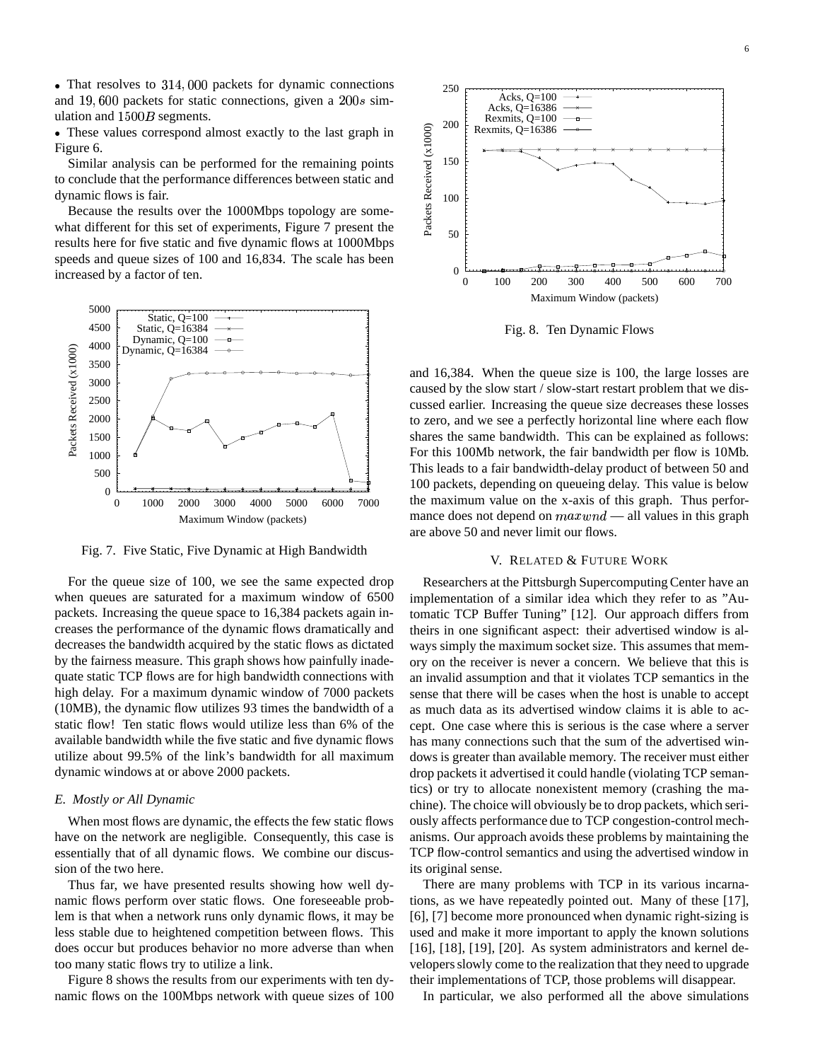- That resolves to $314,000$ packets for dynamic connections and $19,600$ packets for static connections, given a $200s$ simulation and $1500B$ segments.
- These values correspond almost exactly to the last graph in Figure 6.

Similar analysis can be performed for the remaining points to conclude that the performance differences between static and dynamic flows is fair.

Because the results over the 1000Mbps topology are somewhat different for this set of experiments, Figure 7 present the results here for five static and five dynamic flows at 1000Mbps speeds and queue sizes of 100 and 16,834. The scale has been increased by a factor of ten.

Fig. 7. Five Static, Five Dynamic at High Bandwidth

For the queue size of 100, we see the same expected drop when queues are saturated for a maximum window of 6500 packets. Increasing the queue space to 16,384 packets again increases the performance of the dynamic flows dramatically and decreases the bandwidth acquired by the static flows as dictated by the fairness measure. This graph shows how painfully inadequate static TCP flows are for high bandwidth connections with high delay. For a maximum dynamic window of 7000 packets (10MB), the dynamic flow utilizes 93 times the bandwidth of a static flow! Ten static flows would utilize less than 6% of the available bandwidth while the five static and five dynamic flows utilize about 99.5% of the link's bandwidth for all maximum dynamic windows at or above 2000 packets.

### *E. Mostly or All Dynamic*

When most flows are dynamic, the effects the few static flows have on the network are negligible. Consequently, this case is essentially that of all dynamic flows. We combine our discussion of the two here.

Thus far, we have presented results showing how well dynamic flows perform over static flows. One foreseeable problem is that when a network runs only dynamic flows, it may be less stable due to heightened competition between flows. This does occur but produces behavior no more adverse than when too many static flows try to utilize a link.

Figure 8 shows the results from our experiments with ten dynamic flows on the 100Mbps network with queue sizes of 100 and 16,384. When the queue size is 100, the large losses are caused by the slow start / slow-start restart problem that we discussed earlier. Increasing the queue size decreases these losses to zero, and we see a perfectly horizontal line where each flow shares the same bandwidth. This can be explained as follows: For this 100Mb network, the fair bandwidth per flow is 10Mb. This leads to a fair bandwidth-delay product of between 50 and 100 packets, depending on queueing delay. This value is below the maximum value on the x-axis of this graph. Thus performance does not depend on $maxwnd$ — all values in this graph are above 50 and never limit our flows.

Fig. 8. Ten Dynamic Flows

## V. Related & Future Work

Researchers at the Pittsburgh Supercomputing Center have an implementation of a similar idea which they refer to as "Automatic TCP Buffer Tuning" [12]. Our approach differs from theirs in one significant aspect: their advertised window is always simply the maximum socket size. This assumes that memory on the receiver is never a concern. We believe that this is an invalid assumption and that it violates TCP semantics in the sense that there will be cases when the host is unable to accept as much data as its advertised window claims it is able to accept. One case where this is serious is the case where a server has many connections such that the sum of the advertised windows is greater than available memory. The receiver must either drop packets it advertised it could handle (violating TCP semantics) or try to allocate nonexistent memory (crashing the machine). The choice will obviously be to drop packets, which seriously affects performance due to TCP congestion-control mechanisms. Our approach avoids these problems by maintaining the TCP flow-control semantics and using the advertised window in its original sense.

There are many problems with TCP in its various incarnations, as we have repeatedly pointed out. Many of these [17], [6], [7] become more pronounced when dynamic right-sizing is used and make it more important to apply the known solutions [16], [18], [19], [20]. As system administrators and kernel developers slowly come to the realization that they need to upgrade their implementations of TCP, those problems will disappear.

In particular, we also performed all the above simulations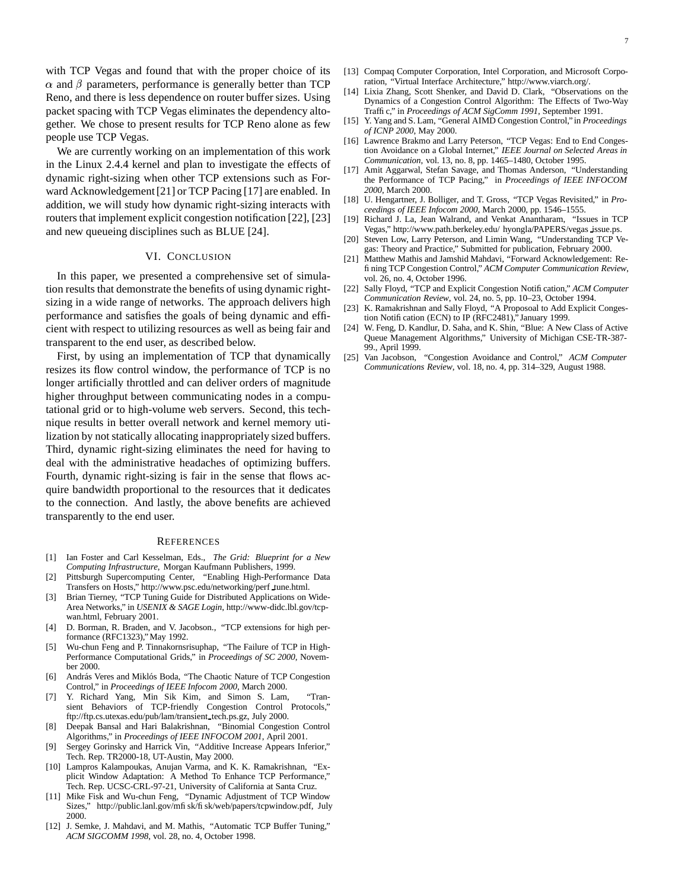with TCP Vegas and found that with the proper choice of its $\alpha$ and $\beta$ parameters, performance is generally better than TCP Reno, and there is less dependence on router buffer sizes. Using packet spacing with TCP Vegas eliminates the dependency altogether. We chose to present results for TCP Reno alone as few people use TCP Vegas.

We are currently working on an implementation of this work in the Linux 2.4.4 kernel and plan to investigate the effects of dynamic right-sizing when other TCP extensions such as Forward Acknowledgement [21] or TCP Pacing [17] are enabled. In addition, we will study how dynamic right-sizing interacts with routers that implement explicit congestion notification [22], [23] and new queueing disciplines such as BLUE [24].

## VI. Conclusion

In this paper, we presented a comprehensive set of simulation results that demonstrate the benefits of using dynamic right-sizing in a wide range of networks. The approach delivers high performance and satisfies the goals of being dynamic and efficient with respect to utilizing resources as well as being fair and transparent to the end user, as described below.

First, by using an implementation of TCP that dynamically resizes its flow control window, the performance of TCP is no longer artificially throttled and can deliver orders of magnitude higher throughput between communicating nodes in a computational grid or to high-volume web servers. Second, this technique results in better overall network and kernel memory utilization by not statically allocating inappropriately sized buffers. Third, dynamic right-sizing eliminates the need for having to deal with the administrative headaches of optimizing buffers. Fourth, dynamic right-sizing is fair in the sense that flows acquire bandwidth proportional to the resources that it dedicates to the connection. And lastly, the above benefits are achieved transparently to the end user.

## References

[1] Ian Foster and Carl Kesselman, Eds., *The Grid: Blueprint for a New Computing Infrastructure*, Morgan Kaufmann Publishers, 1999.

[2] Pittsburgh Supercomputing Center, "Enabling High-Performance Data Transfers on Hosts," http://www.psc.edu/networking/perf_tune.html.

[3] Brian Tierney, "TCP Tuning Guide for Distributed Applications on Wide-Area Networks," in *USENIX & SAGE Login*, http://www-didc.lbl.gov/tcp-wan.html, February 2001.

[4] D. Borman, R. Braden, and V. Jacobson., "TCP extensions for high performance (RFC1323)," May 1992.

[5] Wu-chun Feng and P. Tinnakornsrisuphap, "The Failure of TCP in High-Performance Computational Grids," in *Proceedings of SC 2000*, November 2000.

[6] András Veres and Miklós Boda, "The Chaotic Nature of TCP Congestion Control," in *Proceedings of IEEE Infocom 2000*, March 2000.

[7] Y. Richard Yang, Min Sik Kim, and Simon S. Lam, "Transient Behaviors of TCP-friendly Congestion Control Protocols," ftp://ftp.cs.utexas.edu/pub/lam/transient_tech.ps.gz, July 2000.

[8] Deepak Bansal and Hari Balakrishnan, "Binomial Congestion Control Algorithms," in *Proceedings of IEEE INFOCOM 2001*, April 2001.

[9] Sergey Gorinsky and Harrick Vin, "Additive Increase Appears Inferior," Tech. Rep. TR2000-18, UT-Austin, May 2000.

[10] Lampros Kalampoukas, Anujan Varma, and K. K. Ramakrishnan, "Explicit Window Adaptation: A Method To Enhance TCP Performance," Tech. Rep. UCSC-CRL-97-21, University of California at Santa Cruz.

[11] Mike Fisk and Wu-chun Feng, "Dynamic Adjustment of TCP Window Sizes," http://public.lanl.gov/mfisk/fisk/web/papers/tcpwindow.pdf, July 2000.

[12] J. Semke, J. Mahdavi, and M. Mathis, "Automatic TCP Buffer Tuning," *ACM SIGCOMM 1998*, vol. 28, no. 4, October 1998.

[13] Compaq Computer Corporation, Intel Corporation, and Microsoft Corporation, "Virtual Interface Architecture," http://www.viarch.org/.

[14] Lixia Zhang, Scott Shenker, and David D. Clark, "Observations on the Dynamics of a Congestion Control Algorithm: The Effects of Two-Way Traffic," in *Proceedings of ACM SigComm 1991*, September 1991.

[15] Y. Yang and S. Lam, "General AIMD Congestion Control," in *Proceedings of ICNP 2000*, May 2000.

[16] Lawrence Brakmo and Larry Peterson, "TCP Vegas: End to End Congestion Avoidance on a Global Internet," *IEEE Journal on Selected Areas in Communication*, vol. 13, no. 8, pp. 1465–1480, October 1995.

[17] Amit Aggarwal, Stefan Savage, and Thomas Anderson, "Understanding the Performance of TCP Pacing," in *Proceedings of IEEE INFOCOM 2000*, March 2000.

[18] U. Hengartner, J. Bolliger, and T. Gross, "TCP Vegas Revisited," in *Proceedings of IEEE Infocom 2000*, March 2000, pp. 1546–1555.

[19] Richard J. La, Jean Walrand, and Venkat Anantharam, "Issues in TCP Vegas," http://www.path.berkeley.edu/ hyongla/PAPERS/vegas_issue.ps.

[20] Steven Low, Larry Peterson, and Limin Wang, "Understanding TCP Vegas: Theory and Practice," Submitted for publication, February 2000.

[21] Matthew Mathis and Jamshid Mahdavi, "Forward Acknowledgement: Refining TCP Congestion Control," *ACM Computer Communication Review*, vol. 26, no. 4, October 1996.

[22] Sally Floyd, "TCP and Explicit Congestion Notification," *ACM Computer Communication Review*, vol. 24, no. 5, pp. 10–23, October 1994.

[23] K. Ramakrishnan and Sally Floyd, "A Proposoal to Add Explicit Congestion Notification (ECN) to IP (RFC2481)," January 1999.

[24] W. Feng, D. Kandlur, D. Saha, and K. Shin, "Blue: A New Class of Active Queue Management Algorithms," University of Michigan CSE-TR-387-99., April 1999.

[25] Van Jacobson, "Congestion Avoidance and Control," *ACM Computer Communications Review*, vol. 18, no. 4, pp. 314–329, August 1988.